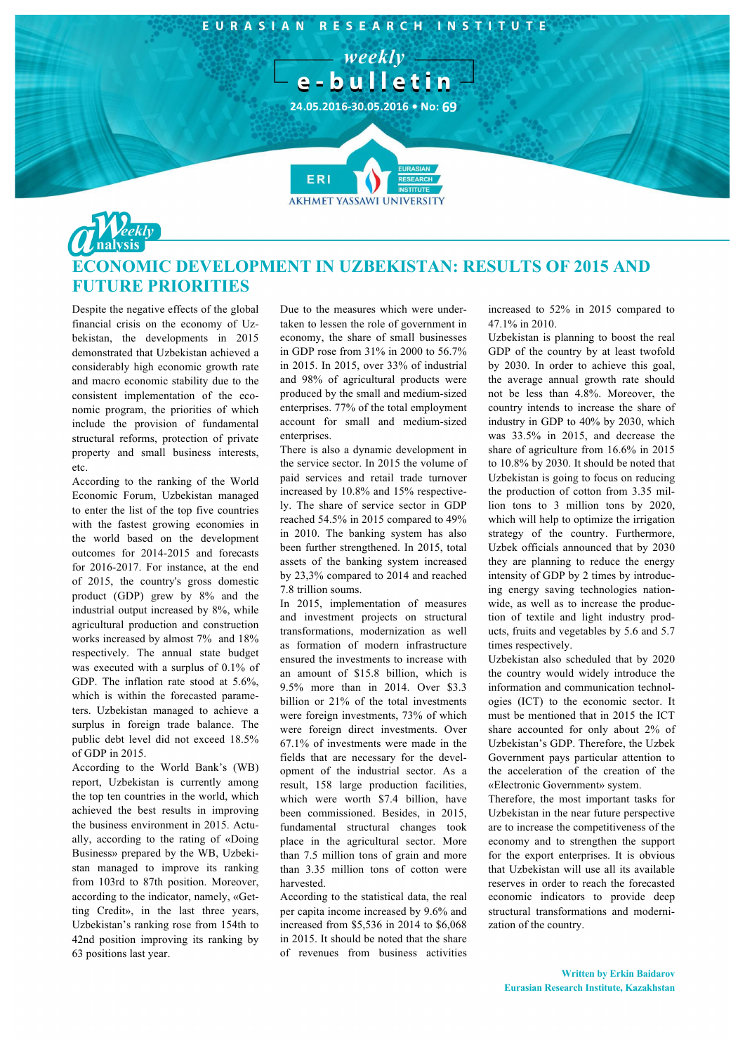# EURASIAN RESEARCH INSTITUTE

weekly **e-bulletin**

24.05.2016-30.05.2016 • No: 69

ERI EURASIAN RESEARCH INSTITUTE
AKHMET YASSAWI UNIVERSITY

Weekly analysis

## ECONOMIC DEVELOPMENT IN UZBEKISTAN: RESULTS OF 2015 AND FUTURE PRIORITIES

Despite the negative effects of the global financial crisis on the economy of Uzbekistan, the developments in 2015 demonstrated that Uzbekistan achieved a considerably high economic growth rate and macro economic stability due to the consistent implementation of the economic program, the priorities of which include the provision of fundamental structural reforms, protection of private property and small business interests, etc.

According to the ranking of the World Economic Forum, Uzbekistan managed to enter the list of the top five countries with the fastest growing economies in the world based on the development outcomes for 2014-2015 and forecasts for 2016-2017. For instance, at the end of 2015, the country's gross domestic product (GDP) grew by 8% and the industrial output increased by 8%, while agricultural production and construction works increased by almost 7% and 18% respectively. The annual state budget was executed with a surplus of 0.1% of GDP. The inflation rate stood at 5.6%, which is within the forecasted parameters. Uzbekistan managed to achieve a surplus in foreign trade balance. The public debt level did not exceed 18.5% of GDP in 2015.

According to the World Bank's (WB) report, Uzbekistan is currently among the top ten countries in the world, which achieved the best results in improving the business environment in 2015. Actually, according to the rating of «Doing Business» prepared by the WB, Uzbekistan managed to improve its ranking from 103rd to 87th position. Moreover, according to the indicator, namely, «Getting Credit», in the last three years, Uzbekistan's ranking rose from 154th to 42nd position improving its ranking by 63 positions last year.

Due to the measures which were undertaken to lessen the role of government in economy, the share of small businesses in GDP rose from 31% in 2000 to 56.7% in 2015. In 2015, over 33% of industrial and 98% of agricultural products were produced by the small and medium-sized enterprises. 77% of the total employment account for small and medium-sized enterprises.

There is also a dynamic development in the service sector. In 2015 the volume of paid services and retail trade turnover increased by 10.8% and 15% respectively. The share of service sector in GDP reached 54.5% in 2015 compared to 49% in 2010. The banking system has also been further strengthened. In 2015, total assets of the banking system increased by 23,3% compared to 2014 and reached 7.8 trillion soums.

In 2015, implementation of measures and investment projects on structural transformations, modernization as well as formation of modern infrastructure ensured the investments to increase with an amount of $15.8 billion, which is 9.5% more than in 2014. Over $3.3 billion or 21% of the total investments were foreign investments, 73% of which were foreign direct investments. Over 67.1% of investments were made in the fields that are necessary for the development of the industrial sector. As a result, 158 large production facilities, which were worth $7.4 billion, have been commissioned. Besides, in 2015, fundamental structural changes took place in the agricultural sector. More than 7.5 million tons of grain and more than 3.35 million tons of cotton were harvested.

According to the statistical data, the real per capita income increased by 9.6% and increased from $5,536 in 2014 to $6,068 in 2015. It should be noted that the share of revenues from business activities increased to 52% in 2015 compared to 47.1% in 2010.

Uzbekistan is planning to boost the real GDP of the country by at least twofold by 2030. In order to achieve this goal, the average annual growth rate should not be less than 4.8%. Moreover, the country intends to increase the share of industry in GDP to 40% by 2030, which was 33.5% in 2015, and decrease the share of agriculture from 16.6% in 2015 to 10.8% by 2030. It should be noted that Uzbekistan is going to focus on reducing the production of cotton from 3.35 million tons to 3 million tons by 2020, which will help to optimize the irrigation strategy of the country. Furthermore, Uzbek officials announced that by 2030 they are planning to reduce the energy intensity of GDP by 2 times by introducing energy saving technologies nationwide, as well as to increase the production of textile and light industry products, fruits and vegetables by 5.6 and 5.7 times respectively.

Uzbekistan also scheduled that by 2020 the country would widely introduce the information and communication technologies (ICT) to the economic sector. It must be mentioned that in 2015 the ICT share accounted for only about 2% of Uzbekistan's GDP. Therefore, the Uzbek Government pays particular attention to the acceleration of the creation of the «Electronic Government» system.

Therefore, the most important tasks for Uzbekistan in the near future perspective are to increase the competitiveness of the economy and to strengthen the support for the export enterprises. It is obvious that Uzbekistan will use all its available reserves in order to reach the forecasted economic indicators to provide deep structural transformations and modernization of the country.

**Written by Erkin Baidarov**
**Eurasian Research Institute, Kazakhstan**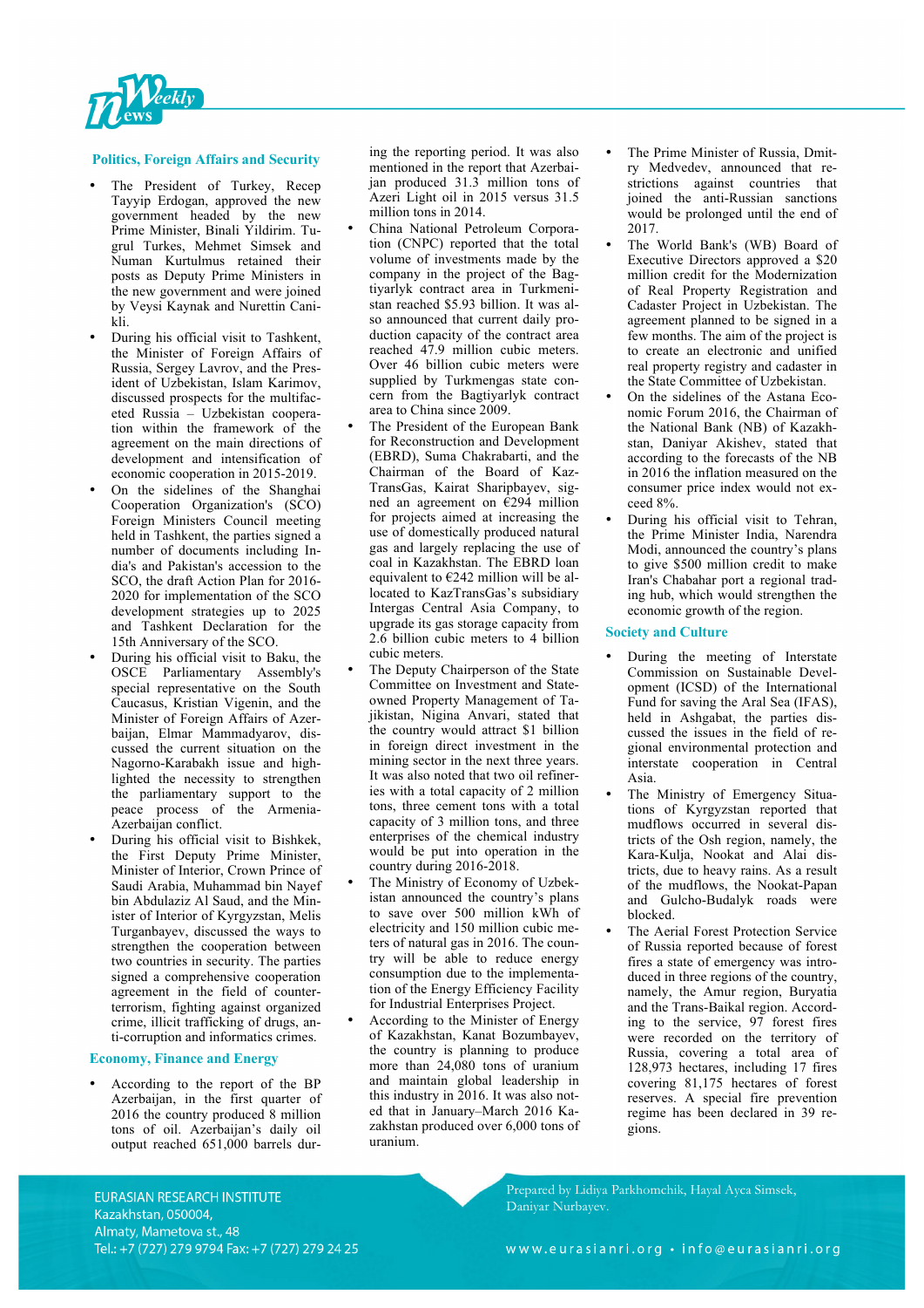## Politics, Foreign Affairs and Security

- The President of Turkey, Recep Tayyip Erdogan, approved the new government headed by the new Prime Minister, Binali Yildirim. Tugrul Turkes, Mehmet Simsek and Numan Kurtulmus retained their posts as Deputy Prime Ministers in the new government and were joined by Veysi Kaynak and Nurettin Canikli.
- During his official visit to Tashkent, the Minister of Foreign Affairs of Russia, Sergey Lavrov, and the President of Uzbekistan, Islam Karimov, discussed prospects for the multifaceted Russia – Uzbekistan cooperation within the framework of the agreement on the main directions of development and intensification of economic cooperation in 2015-2019.
- On the sidelines of the Shanghai Cooperation Organization's (SCO) Foreign Ministers Council meeting held in Tashkent, the parties signed a number of documents including India's and Pakistan's accession to the SCO, the draft Action Plan for 2016-2020 for implementation of the SCO development strategies up to 2025 and Tashkent Declaration for the 15th Anniversary of the SCO.
- During his official visit to Baku, the OSCE Parliamentary Assembly's special representative on the South Caucasus, Kristian Vigenin, and the Minister of Foreign Affairs of Azerbaijan, Elmar Mammadyarov, discussed the current situation on the Nagorno-Karabakh issue and highlighted the necessity to strengthen the parliamentary support to the peace process of the Armenia-Azerbaijan conflict.
- During his official visit to Bishkek, the First Deputy Prime Minister, Minister of Interior, Crown Prince of Saudi Arabia, Muhammad bin Nayef bin Abdulaziz Al Saud, and the Minister of Interior of Kyrgyzstan, Melis Turganbayev, discussed the ways to strengthen the cooperation between two countries in security. The parties signed a comprehensive cooperation agreement in the field of counter-terrorism, fighting against organized crime, illicit trafficking of drugs, anti-corruption and informatics crimes.

## Economy, Finance and Energy

- According to the report of the BP Azerbaijan, in the first quarter of 2016 the country produced 8 million tons of oil. Azerbaijan's daily oil output reached 651,000 barrels during the reporting period. It was also mentioned in the report that Azerbaijan produced 31.3 million tons of Azeri Light oil in 2015 versus 31.5 million tons in 2014.
- China National Petroleum Corporation (CNPC) reported that the total volume of investments made by the company in the project of the Bagtiyarlyk contract area in Turkmenistan reached $5.93 billion. It was also announced that current daily production capacity of the contract area reached 47.9 million cubic meters. Over 46 billion cubic meters were supplied by Turkmengas state concern from the Bagtiyarlyk contract area to China since 2009.
- The President of the European Bank for Reconstruction and Development (EBRD), Suma Chakrabarti, and the Chairman of the Board of KazTransGas, Kairat Sharipbayev, signed an agreement on €294 million for projects aimed at increasing the use of domestically produced natural gas and largely replacing the use of coal in Kazakhstan. The EBRD loan equivalent to €242 million will be allocated to KazTransGas's subsidiary Intergas Central Asia Company, to upgrade its gas storage capacity from 2.6 billion cubic meters to 4 billion cubic meters.
- The Deputy Chairperson of the State Committee on Investment and State-owned Property Management of Tajikistan, Nigina Anvari, stated that the country would attract $1 billion in foreign direct investment in the mining sector in the next three years. It was also noted that two oil refineries with a total capacity of 2 million tons, three cement tons with a total capacity of 3 million tons, and three enterprises of the chemical industry would be put into operation in the country during 2016-2018.
- The Ministry of Economy of Uzbekistan announced the country's plans to save over 500 million kWh of electricity and 150 million cubic meters of natural gas in 2016. The country will be able to reduce energy consumption due to the implementation of the Energy Efficiency Facility for Industrial Enterprises Project.
- According to the Minister of Energy of Kazakhstan, Kanat Bozumbayev, the country is planning to produce more than 24,080 tons of uranium and maintain global leadership in this industry in 2016. It was also noted that in January–March 2016 Kazakhstan produced over 6,000 tons of uranium.
- The Prime Minister of Russia, Dmitry Medvedev, announced that restrictions against countries that joined the anti-Russian sanctions would be prolonged until the end of 2017.
- The World Bank's (WB) Board of Executive Directors approved a $20 million credit for the Modernization of Real Property Registration and Cadaster Project in Uzbekistan. The agreement planned to be signed in a few months. The aim of the project is to create an electronic and unified real property registry and cadaster in the State Committee of Uzbekistan.
- On the sidelines of the Astana Economic Forum 2016, the Chairman of the National Bank (NB) of Kazakhstan, Daniyar Akishev, stated that according to the forecasts of the NB in 2016 the inflation measured on the consumer price index would not exceed 8%.
- During his official visit to Tehran, the Prime Minister India, Narendra Modi, announced the country's plans to give $500 million credit to make Iran's Chabahar port a regional trading hub, which would strengthen the economic growth of the region.

## Society and Culture

- During the meeting of Interstate Commission on Sustainable Development (ICSD) of the International Fund for saving the Aral Sea (IFAS), held in Ashgabat, the parties discussed the issues in the field of regional environmental protection and interstate cooperation in Central Asia.
- The Ministry of Emergency Situations of Kyrgyzstan reported that mudflows occurred in several districts of the Osh region, namely, the Kara-Kulja, Nookat and Alai districts, due to heavy rains. As a result of the mudflows, the Nookat-Papan and Gulcho-Budalyk roads were blocked.
- The Aerial Forest Protection Service of Russia reported because of forest fires a state of emergency was introduced in three regions of the country, namely, the Amur region, Buryatia and the Trans-Baikal region. According to the service, 97 forest fires were recorded on the territory of Russia, covering a total area of 128,973 hectares, including 17 fires covering 81,175 hectares of forest reserves. A special fire prevention regime has been declared in 39 regions.

EURASIAN RESEARCH INSTITUTE
Kazakhstan, 050004,
Almaty, Mametova st., 48
Tel.: +7 (727) 279 9794 Fax: +7 (727) 279 24 25

Prepared by Lidiya Parkhomchik, Hayal Ayca Simsek, Daniyar Nurbayev.

www.eurasianri.org • info@eurasianri.org